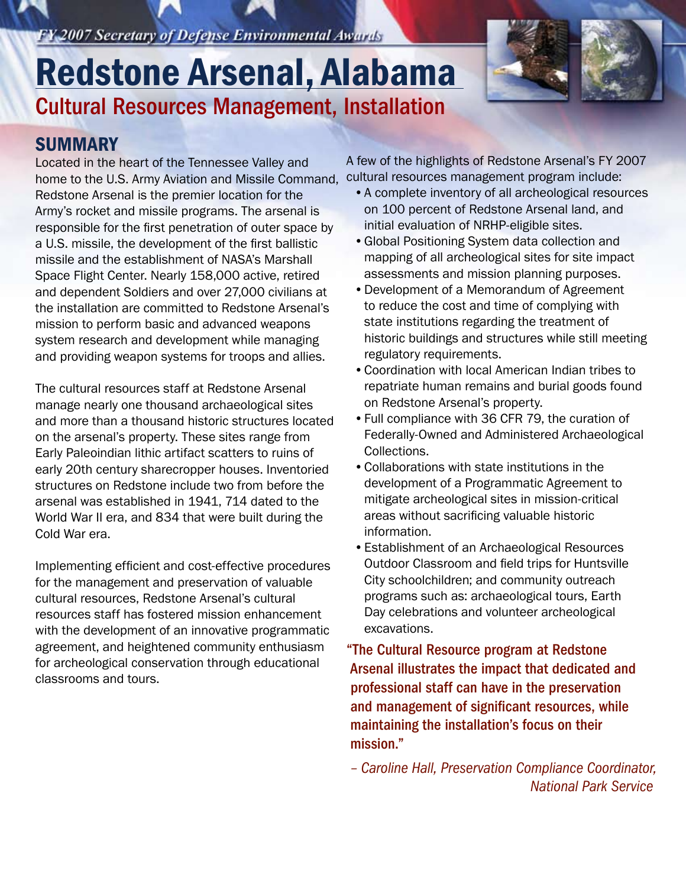*FY 2007 Secretary of Defense Environmental Awards*

# Redstone Arsenal, Alabama

## Cultural Resources Management, Installation

## SUMMARY

Located in the heart of the Tennessee Valley and home to the U.S. Army Aviation and Missile Command, Redstone Arsenal is the premier location for the Army's rocket and missile programs. The arsenal is responsible for the first penetration of outer space by a U.S. missile, the development of the first ballistic missile and the establishment of NASA's Marshall Space Flight Center. Nearly 158,000 active, retired and dependent Soldiers and over 27,000 civilians at the installation are committed to Redstone Arsenal's mission to perform basic and advanced weapons system research and development while managing and providing weapon systems for troops and allies.

The cultural resources staff at Redstone Arsenal manage nearly one thousand archaeological sites and more than a thousand historic structures located on the arsenal's property. These sites range from Early Paleoindian lithic artifact scatters to ruins of early 20th century sharecropper houses. Inventoried structures on Redstone include two from before the arsenal was established in 1941, 714 dated to the World War II era, and 834 that were built during the Cold War era.

Implementing efficient and cost-effective procedures for the management and preservation of valuable cultural resources, Redstone Arsenal's cultural resources staff has fostered mission enhancement with the development of an innovative programmatic agreement, and heightened community enthusiasm for archeological conservation through educational classrooms and tours.

A few of the highlights of Redstone Arsenal's FY 2007 cultural resources management program include:

- A complete inventory of all archeological resources on 100 percent of Redstone Arsenal land, and initial evaluation of NRHP-eligible sites.
- Global Positioning System data collection and mapping of all archeological sites for site impact assessments and mission planning purposes.
- Development of a Memorandum of Agreement to reduce the cost and time of complying with state institutions regarding the treatment of historic buildings and structures while still meeting regulatory requirements.
- Coordination with local American Indian tribes to repatriate human remains and burial goods found on Redstone Arsenal's property.
- Full compliance with 36 CFR 79, the curation of Federally-Owned and Administered Archaeological Collections.
- Collaborations with state institutions in the development of a Programmatic Agreement to mitigate archeological sites in mission-critical areas without sacrificing valuable historic information.
- Establishment of an Archaeological Resources Outdoor Classroom and field trips for Huntsville City schoolchildren; and community outreach programs such as: archaeological tours, Earth Day celebrations and volunteer archeological excavations.

**"The Cultural Resource program at Redstone Arsenal illustrates the impact that dedicated and professional staff can have in the preservation and management of significant resources, while maintaining the installation's focus on their mission."**

*– Caroline Hall, Preservation Compliance Coordinator, National Park Service*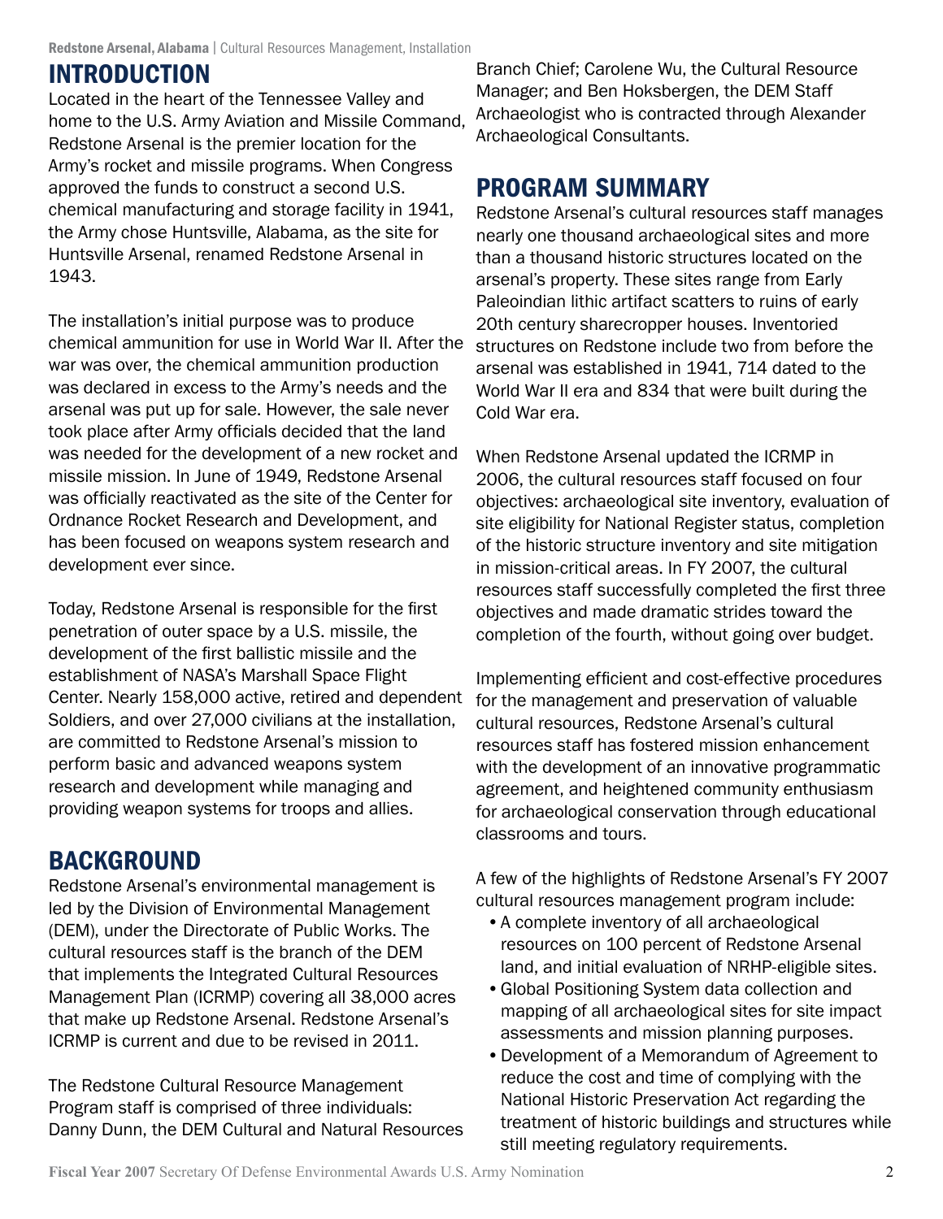## INTRODUCTION

Located in the heart of the Tennessee Valley and home to the U.S. Army Aviation and Missile Command, Redstone Arsenal is the premier location for the Army's rocket and missile programs. When Congress approved the funds to construct a second U.S. chemical manufacturing and storage facility in 1941, the Army chose Huntsville, Alabama, as the site for Huntsville Arsenal, renamed Redstone Arsenal in 1943.

The installation's initial purpose was to produce chemical ammunition for use in World War II. After the war was over, the chemical ammunition production was declared in excess to the Army's needs and the arsenal was put up for sale. However, the sale never took place after Army officials decided that the land was needed for the development of a new rocket and missile mission. In June of 1949, Redstone Arsenal was officially reactivated as the site of the Center for Ordnance Rocket Research and Development, and has been focused on weapons system research and development ever since.

Today, Redstone Arsenal is responsible for the first penetration of outer space by a U.S. missile, the development of the first ballistic missile and the establishment of NASA's Marshall Space Flight Center. Nearly 158,000 active, retired and dependent Soldiers, and over 27,000 civilians at the installation, are committed to Redstone Arsenal's mission to perform basic and advanced weapons system research and development while managing and providing weapon systems for troops and allies.

## BACKGROUND

Redstone Arsenal's environmental management is led by the Division of Environmental Management (DEM), under the Directorate of Public Works. The cultural resources staff is the branch of the DEM that implements the Integrated Cultural Resources Management Plan (ICRMP) covering all 38,000 acres that make up Redstone Arsenal. Redstone Arsenal's ICRMP is current and due to be revised in 2011.

The Redstone Cultural Resource Management Program staff is comprised of three individuals: Danny Dunn, the DEM Cultural and Natural Resources Branch Chief; Carolene Wu, the Cultural Resource Manager; and Ben Hoksbergen, the DEM Staff Archaeologist who is contracted through Alexander Archaeological Consultants.

## PROGRAM SUMMARY

Redstone Arsenal's cultural resources staff manages nearly one thousand archaeological sites and more than a thousand historic structures located on the arsenal's property. These sites range from Early Paleoindian lithic artifact scatters to ruins of early 20th century sharecropper houses. Inventoried structures on Redstone include two from before the arsenal was established in 1941, 714 dated to the World War II era and 834 that were built during the Cold War era.

When Redstone Arsenal updated the ICRMP in 2006, the cultural resources staff focused on four objectives: archaeological site inventory, evaluation of site eligibility for National Register status, completion of the historic structure inventory and site mitigation in mission-critical areas. In FY 2007, the cultural resources staff successfully completed the first three objectives and made dramatic strides toward the completion of the fourth, without going over budget.

Implementing efficient and cost-effective procedures for the management and preservation of valuable cultural resources, Redstone Arsenal's cultural resources staff has fostered mission enhancement with the development of an innovative programmatic agreement, and heightened community enthusiasm for archaeological conservation through educational classrooms and tours.

A few of the highlights of Redstone Arsenal's FY 2007 cultural resources management program include:

- A complete inventory of all archaeological resources on 100 percent of Redstone Arsenal land, and initial evaluation of NRHP-eligible sites.
- Global Positioning System data collection and mapping of all archaeological sites for site impact assessments and mission planning purposes.
- Development of a Memorandum of Agreement to reduce the cost and time of complying with the National Historic Preservation Act regarding the treatment of historic buildings and structures while still meeting regulatory requirements.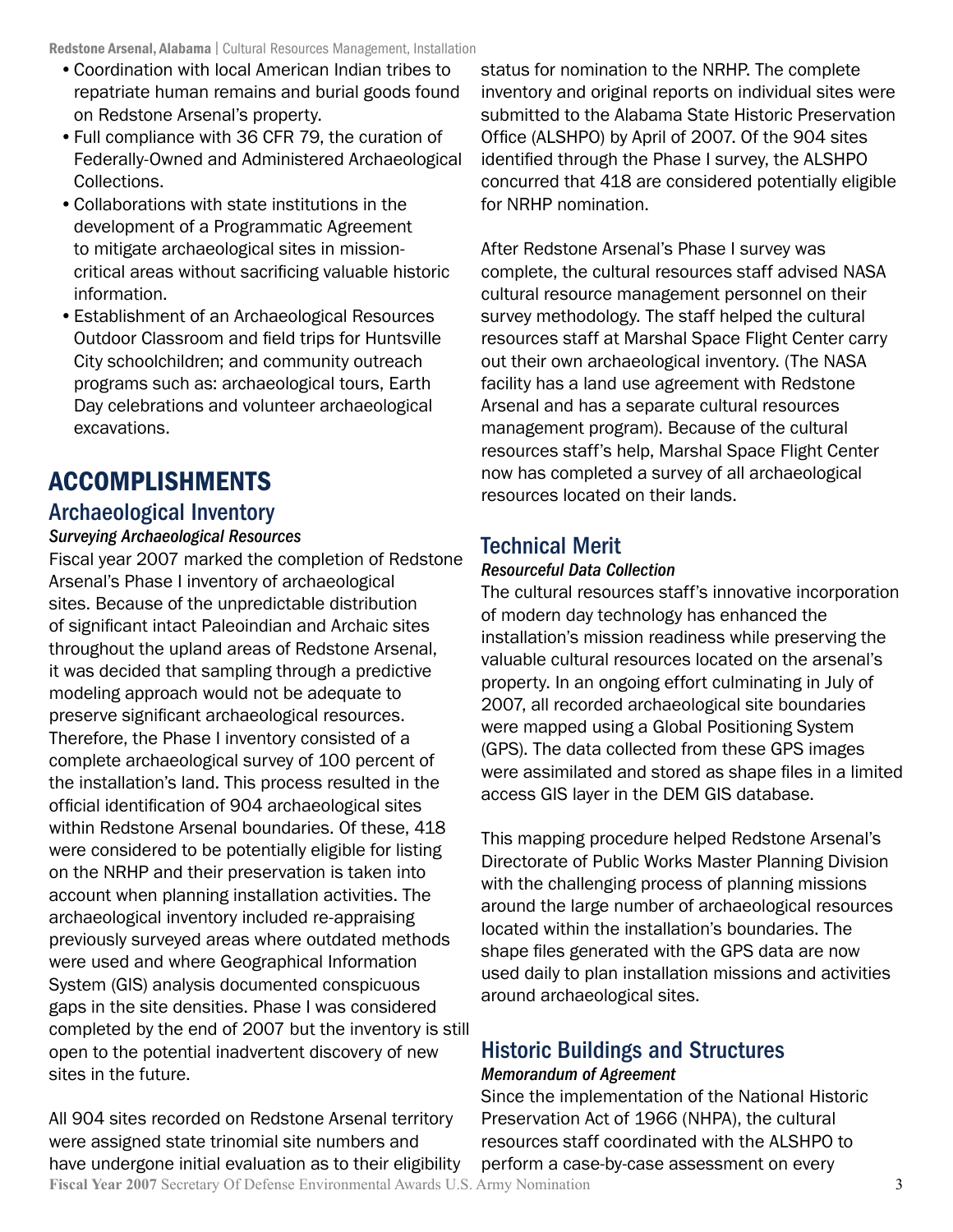- Coordination with local American Indian tribes to repatriate human remains and burial goods found on Redstone Arsenal's property.
- Full compliance with 36 CFR 79, the curation of Federally-Owned and Administered Archaeological Collections.
- Collaborations with state institutions in the development of a Programmatic Agreement to mitigate archaeological sites in mission-critical areas without sacrificing valuable historic information.
- Establishment of an Archaeological Resources Outdoor Classroom and field trips for Huntsville City schoolchildren; and community outreach programs such as: archaeological tours, Earth Day celebrations and volunteer archaeological excavations.

# ACCOMPLISHMENTS

## Archaeological Inventory

*Surveying Archaeological Resources*

Fiscal year 2007 marked the completion of Redstone Arsenal's Phase I inventory of archaeological sites. Because of the unpredictable distribution of significant intact Paleoindian and Archaic sites throughout the upland areas of Redstone Arsenal, it was decided that sampling through a predictive modeling approach would not be adequate to preserve significant archaeological resources. Therefore, the Phase I inventory consisted of a complete archaeological survey of 100 percent of the installation's land. This process resulted in the official identification of 904 archaeological sites within Redstone Arsenal boundaries. Of these, 418 were considered to be potentially eligible for listing on the NRHP and their preservation is taken into account when planning installation activities. The archaeological inventory included re-appraising previously surveyed areas where outdated methods were used and where Geographical Information System (GIS) analysis documented conspicuous gaps in the site densities. Phase I was considered completed by the end of 2007 but the inventory is still open to the potential inadvertent discovery of new sites in the future.

All 904 sites recorded on Redstone Arsenal territory were assigned state trinomial site numbers and have undergone initial evaluation as to their eligibility status for nomination to the NRHP. The complete inventory and original reports on individual sites were submitted to the Alabama State Historic Preservation Office (ALSHPO) by April of 2007. Of the 904 sites identified through the Phase I survey, the ALSHPO concurred that 418 are considered potentially eligible for NRHP nomination.

After Redstone Arsenal's Phase I survey was complete, the cultural resources staff advised NASA cultural resource management personnel on their survey methodology. The staff helped the cultural resources staff at Marshal Space Flight Center carry out their own archaeological inventory. (The NASA facility has a land use agreement with Redstone Arsenal and has a separate cultural resources management program). Because of the cultural resources staff's help, Marshal Space Flight Center now has completed a survey of all archaeological resources located on their lands.

## Technical Merit

*Resourceful Data Collection*

The cultural resources staff's innovative incorporation of modern day technology has enhanced the installation's mission readiness while preserving the valuable cultural resources located on the arsenal's property. In an ongoing effort culminating in July of 2007, all recorded archaeological site boundaries were mapped using a Global Positioning System (GPS). The data collected from these GPS images were assimilated and stored as shape files in a limited access GIS layer in the DEM GIS database.

This mapping procedure helped Redstone Arsenal's Directorate of Public Works Master Planning Division with the challenging process of planning missions around the large number of archaeological resources located within the installation's boundaries. The shape files generated with the GPS data are now used daily to plan installation missions and activities around archaeological sites.

## Historic Buildings and Structures

*Memorandum of Agreement*

Since the implementation of the National Historic Preservation Act of 1966 (NHPA), the cultural resources staff coordinated with the ALSHPO to perform a case-by-case assessment on every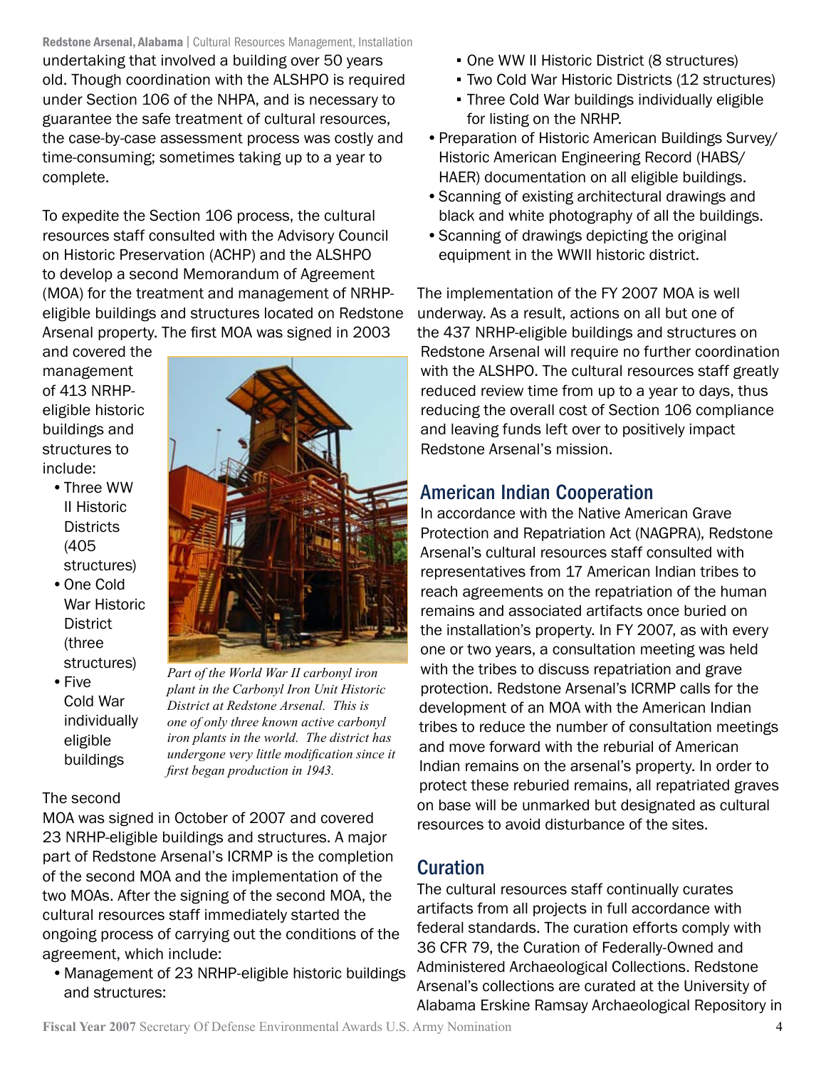undertaking that involved a building over 50 years old. Though coordination with the ALSHPO is required under Section 106 of the NHPA, and is necessary to guarantee the safe treatment of cultural resources, the case-by-case assessment process was costly and time-consuming; sometimes taking up to a year to complete.

To expedite the Section 106 process, the cultural resources staff consulted with the Advisory Council on Historic Preservation (ACHP) and the ALSHPO to develop a second Memorandum of Agreement (MOA) for the treatment and management of NRHP-eligible buildings and structures located on Redstone Arsenal property. The first MOA was signed in 2003 and covered the management of 413 NRHP-eligible historic buildings and structures to include:

- Three WW II Historic Districts (405 structures)
- One Cold War Historic District (three structures)
- Five Cold War individually eligible buildings

*Part of the World War II carbonyl iron plant in the Carbonyl Iron Unit Historic District at Redstone Arsenal. This is one of only three known active carbonyl iron plants in the world. The district has undergone very little modification since it first began production in 1943.*

The second MOA was signed in October of 2007 and covered 23 NRHP-eligible buildings and structures. A major part of Redstone Arsenal's ICRMP is the completion of the second MOA and the implementation of the two MOAs. After the signing of the second MOA, the cultural resources staff immediately started the ongoing process of carrying out the conditions of the agreement, which include:

- Management of 23 NRHP-eligible historic buildings and structures:
  - One WW II Historic District (8 structures)
  - Two Cold War Historic Districts (12 structures)
  - Three Cold War buildings individually eligible for listing on the NRHP.
- Preparation of Historic American Buildings Survey/ Historic American Engineering Record (HABS/ HAER) documentation on all eligible buildings.
- Scanning of existing architectural drawings and black and white photography of all the buildings.
- Scanning of drawings depicting the original equipment in the WWII historic district.

The implementation of the FY 2007 MOA is well underway. As a result, actions on all but one of the 437 NRHP-eligible buildings and structures on Redstone Arsenal will require no further coordination with the ALSHPO. The cultural resources staff greatly reduced review time from up to a year to days, thus reducing the overall cost of Section 106 compliance and leaving funds left over to positively impact Redstone Arsenal's mission.

## American Indian Cooperation

In accordance with the Native American Grave Protection and Repatriation Act (NAGPRA), Redstone Arsenal's cultural resources staff consulted with representatives from 17 American Indian tribes to reach agreements on the repatriation of the human remains and associated artifacts once buried on the installation's property. In FY 2007, as with every one or two years, a consultation meeting was held with the tribes to discuss repatriation and grave protection. Redstone Arsenal's ICRMP calls for the development of an MOA with the American Indian tribes to reduce the number of consultation meetings and move forward with the reburial of American Indian remains on the arsenal's property. In order to protect these reburied remains, all repatriated graves on base will be unmarked but designated as cultural resources to avoid disturbance of the sites.

## Curation

The cultural resources staff continually curates artifacts from all projects in full accordance with federal standards. The curation efforts comply with 36 CFR 79, the Curation of Federally-Owned and Administered Archaeological Collections. Redstone Arsenal's collections are curated at the University of Alabama Erskine Ramsay Archaeological Repository in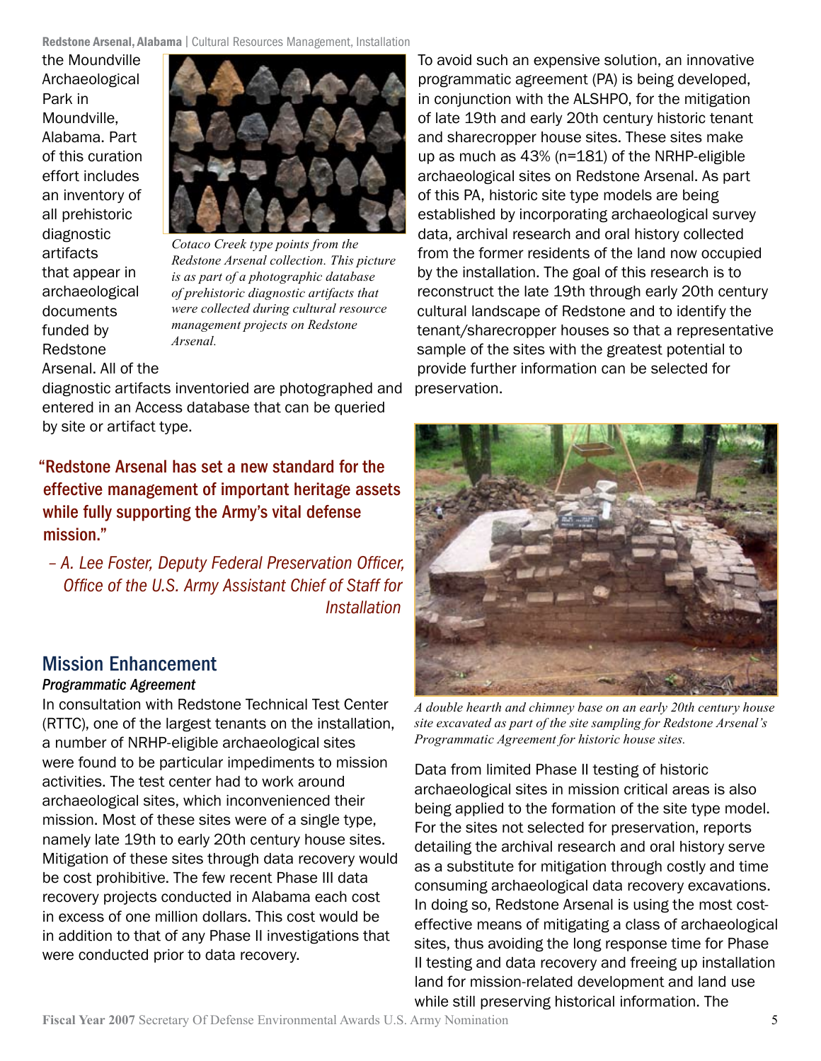the Moundville Archaeological Park in Moundville, Alabama. Part of this curation effort includes an inventory of all prehistoric diagnostic artifacts that appear in archaeological documents funded by Redstone Arsenal. All of the diagnostic artifacts inventoried are photographed and entered in an Access database that can be queried by site or artifact type.

*Cotaco Creek type points from the Redstone Arsenal collection. This picture is as part of a photographic database of prehistoric diagnostic artifacts that were collected during cultural resource management projects on Redstone Arsenal.*

> **"Redstone Arsenal has set a new standard for the effective management of important heritage assets while fully supporting the Army's vital defense mission."**
>
> *– A. Lee Foster, Deputy Federal Preservation Officer, Office of the U.S. Army Assistant Chief of Staff for Installation*

## Mission Enhancement

### *Programmatic Agreement*

In consultation with Redstone Technical Test Center (RTTC), one of the largest tenants on the installation, a number of NRHP-eligible archaeological sites were found to be particular impediments to mission activities. The test center had to work around archaeological sites, which inconvenienced their mission. Most of these sites were of a single type, namely late 19th to early 20th century house sites. Mitigation of these sites through data recovery would be cost prohibitive. The few recent Phase III data recovery projects conducted in Alabama each cost in excess of one million dollars. This cost would be in addition to that of any Phase II investigations that were conducted prior to data recovery.

To avoid such an expensive solution, an innovative programmatic agreement (PA) is being developed, in conjunction with the ALSHPO, for the mitigation of late 19th and early 20th century historic tenant and sharecropper house sites. These sites make up as much as 43% (n=181) of the NRHP-eligible archaeological sites on Redstone Arsenal. As part of this PA, historic site type models are being established by incorporating archaeological survey data, archival research and oral history collected from the former residents of the land now occupied by the installation. The goal of this research is to reconstruct the late 19th through early 20th century cultural landscape of Redstone and to identify the tenant/sharecropper houses so that a representative sample of the sites with the greatest potential to provide further information can be selected for preservation.

*A double hearth and chimney base on an early 20th century house site excavated as part of the site sampling for Redstone Arsenal's Programmatic Agreement for historic house sites.*

Data from limited Phase II testing of historic archaeological sites in mission critical areas is also being applied to the formation of the site type model. For the sites not selected for preservation, reports detailing the archival research and oral history serve as a substitute for mitigation through costly and time consuming archaeological data recovery excavations. In doing so, Redstone Arsenal is using the most cost-effective means of mitigating a class of archaeological sites, thus avoiding the long response time for Phase II testing and data recovery and freeing up installation land for mission-related development and land use while still preserving historical information. The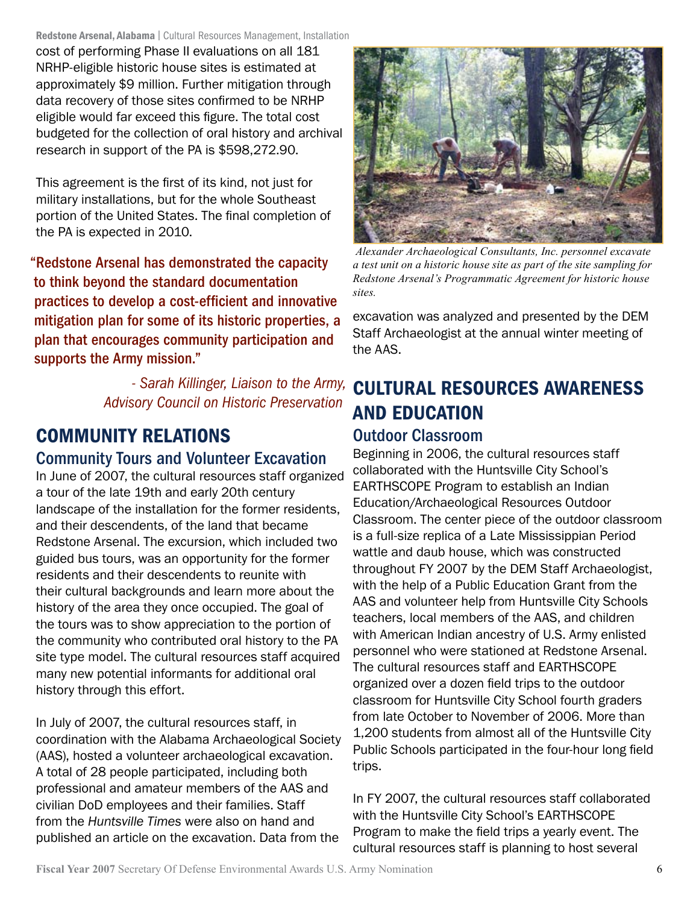cost of performing Phase II evaluations on all 181 NRHP-eligible historic house sites is estimated at approximately $9 million. Further mitigation through data recovery of those sites confirmed to be NRHP eligible would far exceed this figure. The total cost budgeted for the collection of oral history and archival research in support of the PA is $598,272.90.

This agreement is the first of its kind, not just for military installations, but for the whole Southeast portion of the United States. The final completion of the PA is expected in 2010.

> "Redstone Arsenal has demonstrated the capacity to think beyond the standard documentation practices to develop a cost-efficient and innovative mitigation plan for some of its historic properties, a plan that encourages community participation and supports the Army mission."
>
> *- Sarah Killinger, Liaison to the Army, Advisory Council on Historic Preservation*

## COMMUNITY RELATIONS

### Community Tours and Volunteer Excavation

In June of 2007, the cultural resources staff organized a tour of the late 19th and early 20th century landscape of the installation for the former residents, and their descendents, of the land that became Redstone Arsenal. The excursion, which included two guided bus tours, was an opportunity for the former residents and their descendents to reunite with their cultural backgrounds and learn more about the history of the area they once occupied. The goal of the tours was to show appreciation to the portion of the community who contributed oral history to the PA site type model. The cultural resources staff acquired many new potential informants for additional oral history through this effort.

In July of 2007, the cultural resources staff, in coordination with the Alabama Archaeological Society (AAS), hosted a volunteer archaeological excavation. A total of 28 people participated, including both professional and amateur members of the AAS and civilian DoD employees and their families. Staff from the *Huntsville Times* were also on hand and published an article on the excavation. Data from the excavation was analyzed and presented by the DEM Staff Archaeologist at the annual winter meeting of the AAS.

*Alexander Archaeological Consultants, Inc. personnel excavate a test unit on a historic house site as part of the site sampling for Redstone Arsenal's Programmatic Agreement for historic house sites.*

## CULTURAL RESOURCES AWARENESS AND EDUCATION

### Outdoor Classroom

Beginning in 2006, the cultural resources staff collaborated with the Huntsville City School's EARTHSCOPE Program to establish an Indian Education/Archaeological Resources Outdoor Classroom. The center piece of the outdoor classroom is a full-size replica of a Late Mississippian Period wattle and daub house, which was constructed throughout FY 2007 by the DEM Staff Archaeologist, with the help of a Public Education Grant from the AAS and volunteer help from Huntsville City Schools teachers, local members of the AAS, and children with American Indian ancestry of U.S. Army enlisted personnel who were stationed at Redstone Arsenal. The cultural resources staff and EARTHSCOPE organized over a dozen field trips to the outdoor classroom for Huntsville City School fourth graders from late October to November of 2006. More than 1,200 students from almost all of the Huntsville City Public Schools participated in the four-hour long field trips.

In FY 2007, the cultural resources staff collaborated with the Huntsville City School's EARTHSCOPE Program to make the field trips a yearly event. The cultural resources staff is planning to host several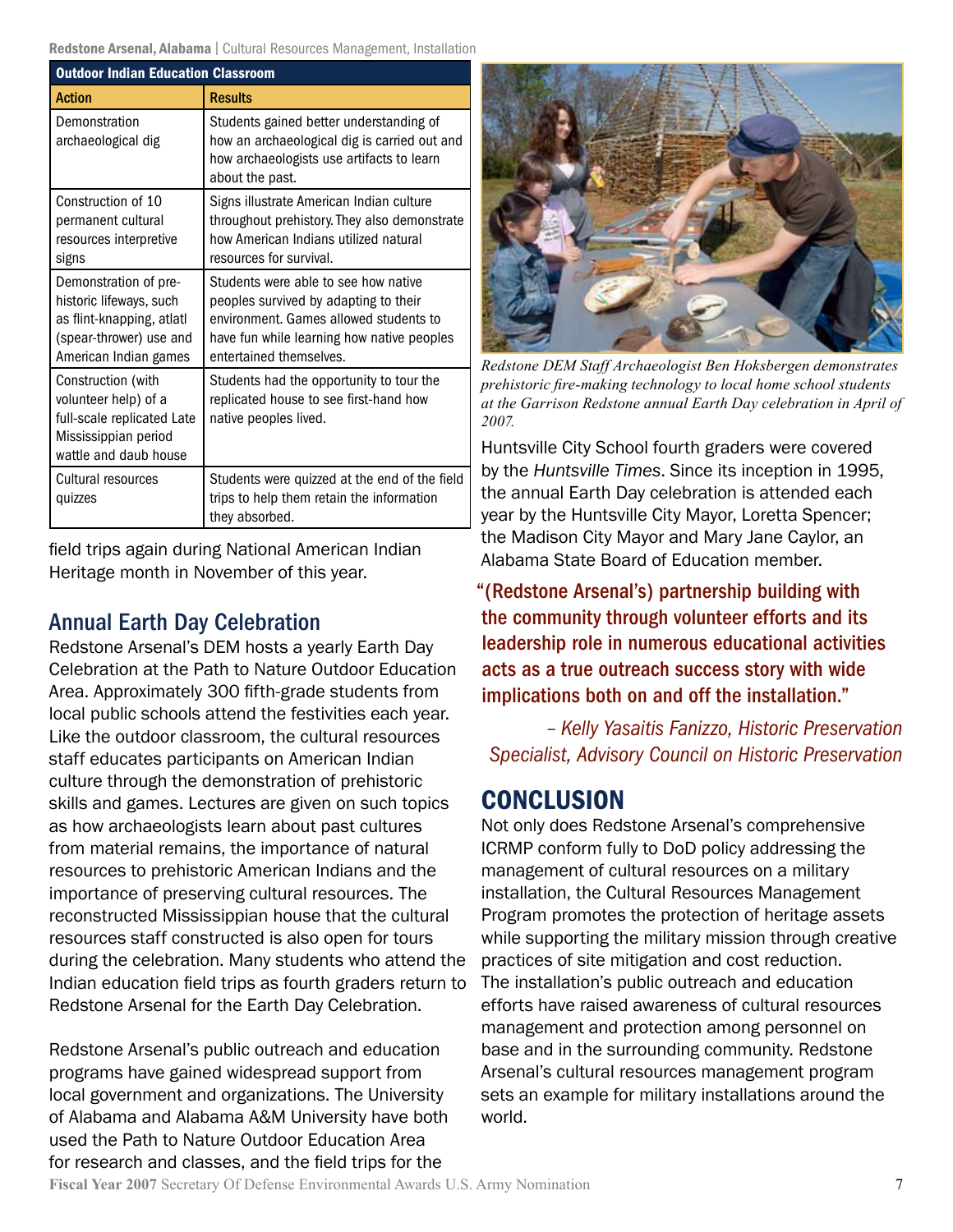**Outdoor Indian Education Classroom**

| Action | Results |
|---|---|
| Demonstration archaeological dig | Students gained better understanding of how an archaeological dig is carried out and how archaeologists use artifacts to learn about the past. |
| Construction of 10 permanent cultural resources interpretive signs | Signs illustrate American Indian culture throughout prehistory. They also demonstrate how American Indians utilized natural resources for survival. |
| Demonstration of pre-historic lifeways, such as flint-knapping, atlatl (spear-thrower) use and American Indian games | Students were able to see how native peoples survived by adapting to their environment. Games allowed students to have fun while learning how native peoples entertained themselves. |
| Construction (with volunteer help) of a full-scale replicated Late Mississippian period wattle and daub house | Students had the opportunity to tour the replicated house to see first-hand how native peoples lived. |
| Cultural resources quizzes | Students were quizzed at the end of the field trips to help them retain the information they absorbed. |

field trips again during National American Indian Heritage month in November of this year.

## Annual Earth Day Celebration

Redstone Arsenal's DEM hosts a yearly Earth Day Celebration at the Path to Nature Outdoor Education Area. Approximately 300 fifth-grade students from local public schools attend the festivities each year. Like the outdoor classroom, the cultural resources staff educates participants on American Indian culture through the demonstration of prehistoric skills and games. Lectures are given on such topics as how archaeologists learn about past cultures from material remains, the importance of natural resources to prehistoric American Indians and the importance of preserving cultural resources. The reconstructed Mississippian house that the cultural resources staff constructed is also open for tours during the celebration. Many students who attend the Indian education field trips as fourth graders return to Redstone Arsenal for the Earth Day Celebration.

Redstone Arsenal's public outreach and education programs have gained widespread support from local government and organizations. The University of Alabama and Alabama A&M University have both used the Path to Nature Outdoor Education Area for research and classes, and the field trips for the

*Redstone DEM Staff Archaeologist Ben Hoksbergen demonstrates prehistoric fire-making technology to local home school students at the Garrison Redstone annual Earth Day celebration in April of 2007.*

Huntsville City School fourth graders were covered by the *Huntsville Times*. Since its inception in 1995, the annual Earth Day celebration is attended each year by the Huntsville City Mayor, Loretta Spencer; the Madison City Mayor and Mary Jane Caylor, an Alabama State Board of Education member.

**"(Redstone Arsenal's) partnership building with the community through volunteer efforts and its leadership role in numerous educational activities acts as a true outreach success story with wide implications both on and off the installation."**

*– Kelly Yasaitis Fanizzo, Historic Preservation Specialist, Advisory Council on Historic Preservation*

## CONCLUSION

Not only does Redstone Arsenal's comprehensive ICRMP conform fully to DoD policy addressing the management of cultural resources on a military installation, the Cultural Resources Management Program promotes the protection of heritage assets while supporting the military mission through creative practices of site mitigation and cost reduction. The installation's public outreach and education efforts have raised awareness of cultural resources management and protection among personnel on base and in the surrounding community. Redstone Arsenal's cultural resources management program sets an example for military installations around the world.